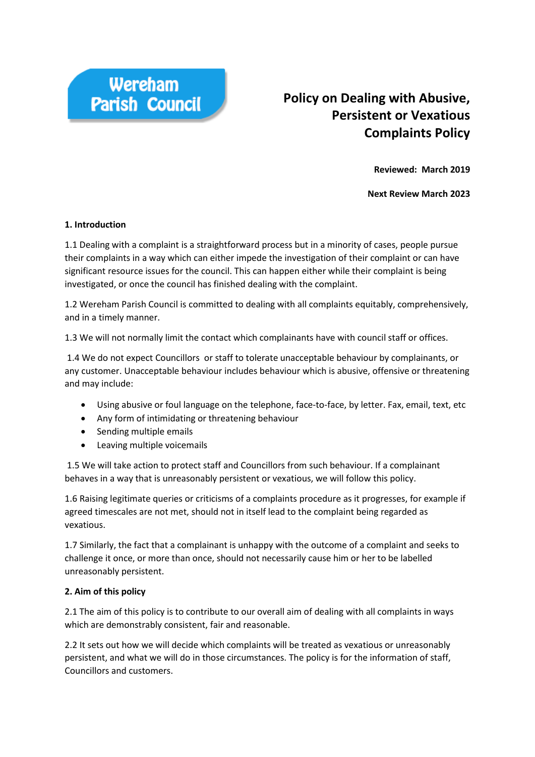Wereham Parish Council

# Policy on Dealing with Abusive, Persistent or Vexatious Complaints Policy

**Reviewed: March 2019**

**Next Review March 2023**

**1. Introduction**

1.1 Dealing with a complaint is a straightforward process but in a minority of cases, people pursue their complaints in a way which can either impede the investigation of their complaint or can have significant resource issues for the council. This can happen either while their complaint is being investigated, or once the council has finished dealing with the complaint.

1.2 Wereham Parish Council is committed to dealing with all complaints equitably, comprehensively, and in a timely manner.

1.3 We will not normally limit the contact which complainants have with council staff or offices.

1.4 We do not expect Councillors or staff to tolerate unacceptable behaviour by complainants, or any customer. Unacceptable behaviour includes behaviour which is abusive, offensive or threatening and may include:

- Using abusive or foul language on the telephone, face-to-face, by letter. Fax, email, text, etc
- Any form of intimidating or threatening behaviour
- Sending multiple emails
- Leaving multiple voicemails

1.5 We will take action to protect staff and Councillors from such behaviour. If a complainant behaves in a way that is unreasonably persistent or vexatious, we will follow this policy.

1.6 Raising legitimate queries or criticisms of a complaints procedure as it progresses, for example if agreed timescales are not met, should not in itself lead to the complaint being regarded as vexatious.

1.7 Similarly, the fact that a complainant is unhappy with the outcome of a complaint and seeks to challenge it once, or more than once, should not necessarily cause him or her to be labelled unreasonably persistent.

**2. Aim of this policy**

2.1 The aim of this policy is to contribute to our overall aim of dealing with all complaints in ways which are demonstrably consistent, fair and reasonable.

2.2 It sets out how we will decide which complaints will be treated as vexatious or unreasonably persistent, and what we will do in those circumstances. The policy is for the information of staff, Councillors and customers.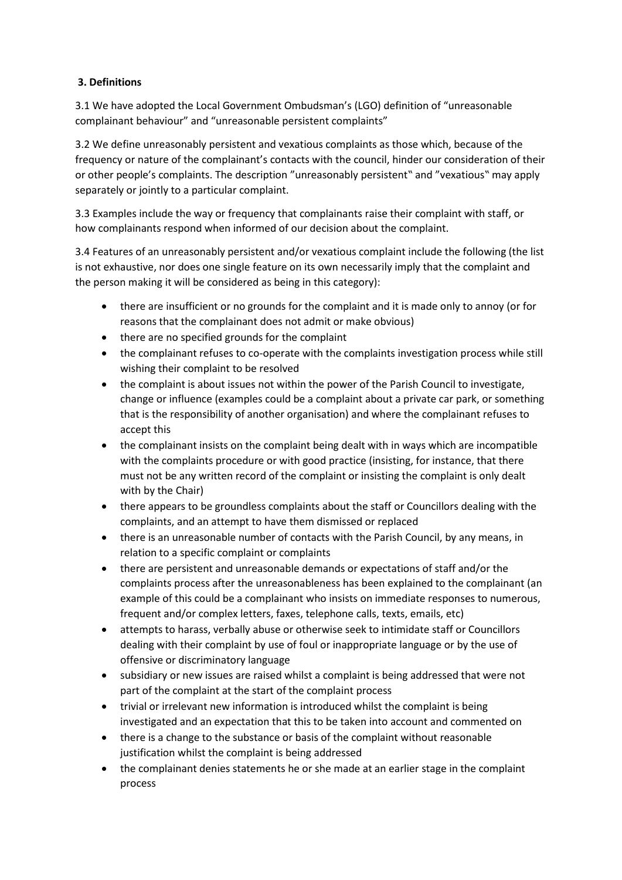**3. Definitions**

3.1 We have adopted the Local Government Ombudsman's (LGO) definition of "unreasonable complainant behaviour" and "unreasonable persistent complaints"

3.2 We define unreasonably persistent and vexatious complaints as those which, because of the frequency or nature of the complainant's contacts with the council, hinder our consideration of their or other people's complaints. The description "unreasonably persistent" and "vexatious" may apply separately or jointly to a particular complaint.

3.3 Examples include the way or frequency that complainants raise their complaint with staff, or how complainants respond when informed of our decision about the complaint.

3.4 Features of an unreasonably persistent and/or vexatious complaint include the following (the list is not exhaustive, nor does one single feature on its own necessarily imply that the complaint and the person making it will be considered as being in this category):

- there are insufficient or no grounds for the complaint and it is made only to annoy (or for reasons that the complainant does not admit or make obvious)
- there are no specified grounds for the complaint
- the complainant refuses to co-operate with the complaints investigation process while still wishing their complaint to be resolved
- the complaint is about issues not within the power of the Parish Council to investigate, change or influence (examples could be a complaint about a private car park, or something that is the responsibility of another organisation) and where the complainant refuses to accept this
- the complainant insists on the complaint being dealt with in ways which are incompatible with the complaints procedure or with good practice (insisting, for instance, that there must not be any written record of the complaint or insisting the complaint is only dealt with by the Chair)
- there appears to be groundless complaints about the staff or Councillors dealing with the complaints, and an attempt to have them dismissed or replaced
- there is an unreasonable number of contacts with the Parish Council, by any means, in relation to a specific complaint or complaints
- there are persistent and unreasonable demands or expectations of staff and/or the complaints process after the unreasonableness has been explained to the complainant (an example of this could be a complainant who insists on immediate responses to numerous, frequent and/or complex letters, faxes, telephone calls, texts, emails, etc)
- attempts to harass, verbally abuse or otherwise seek to intimidate staff or Councillors dealing with their complaint by use of foul or inappropriate language or by the use of offensive or discriminatory language
- subsidiary or new issues are raised whilst a complaint is being addressed that were not part of the complaint at the start of the complaint process
- trivial or irrelevant new information is introduced whilst the complaint is being investigated and an expectation that this to be taken into account and commented on
- there is a change to the substance or basis of the complaint without reasonable justification whilst the complaint is being addressed
- the complainant denies statements he or she made at an earlier stage in the complaint process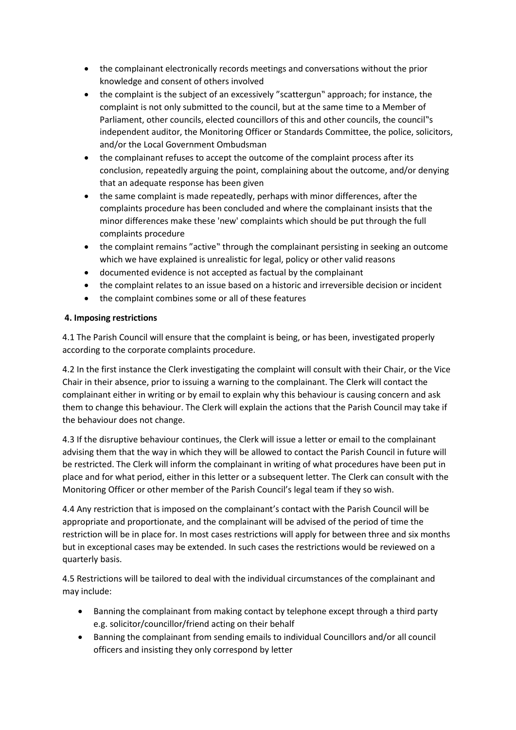- the complainant electronically records meetings and conversations without the prior knowledge and consent of others involved
- the complaint is the subject of an excessively "scattergun" approach; for instance, the complaint is not only submitted to the council, but at the same time to a Member of Parliament, other councils, elected councillors of this and other councils, the council"s independent auditor, the Monitoring Officer or Standards Committee, the police, solicitors, and/or the Local Government Ombudsman
- the complainant refuses to accept the outcome of the complaint process after its conclusion, repeatedly arguing the point, complaining about the outcome, and/or denying that an adequate response has been given
- the same complaint is made repeatedly, perhaps with minor differences, after the complaints procedure has been concluded and where the complainant insists that the minor differences make these 'new' complaints which should be put through the full complaints procedure
- the complaint remains "active" through the complainant persisting in seeking an outcome which we have explained is unrealistic for legal, policy or other valid reasons
- documented evidence is not accepted as factual by the complainant
- the complaint relates to an issue based on a historic and irreversible decision or incident
- the complaint combines some or all of these features

**4. Imposing restrictions**

4.1 The Parish Council will ensure that the complaint is being, or has been, investigated properly according to the corporate complaints procedure.

4.2 In the first instance the Clerk investigating the complaint will consult with their Chair, or the Vice Chair in their absence, prior to issuing a warning to the complainant. The Clerk will contact the complainant either in writing or by email to explain why this behaviour is causing concern and ask them to change this behaviour. The Clerk will explain the actions that the Parish Council may take if the behaviour does not change.

4.3 If the disruptive behaviour continues, the Clerk will issue a letter or email to the complainant advising them that the way in which they will be allowed to contact the Parish Council in future will be restricted. The Clerk will inform the complainant in writing of what procedures have been put in place and for what period, either in this letter or a subsequent letter. The Clerk can consult with the Monitoring Officer or other member of the Parish Council's legal team if they so wish.

4.4 Any restriction that is imposed on the complainant's contact with the Parish Council will be appropriate and proportionate, and the complainant will be advised of the period of time the restriction will be in place for. In most cases restrictions will apply for between three and six months but in exceptional cases may be extended. In such cases the restrictions would be reviewed on a quarterly basis.

4.5 Restrictions will be tailored to deal with the individual circumstances of the complainant and may include:

- Banning the complainant from making contact by telephone except through a third party e.g. solicitor/councillor/friend acting on their behalf
- Banning the complainant from sending emails to individual Councillors and/or all council officers and insisting they only correspond by letter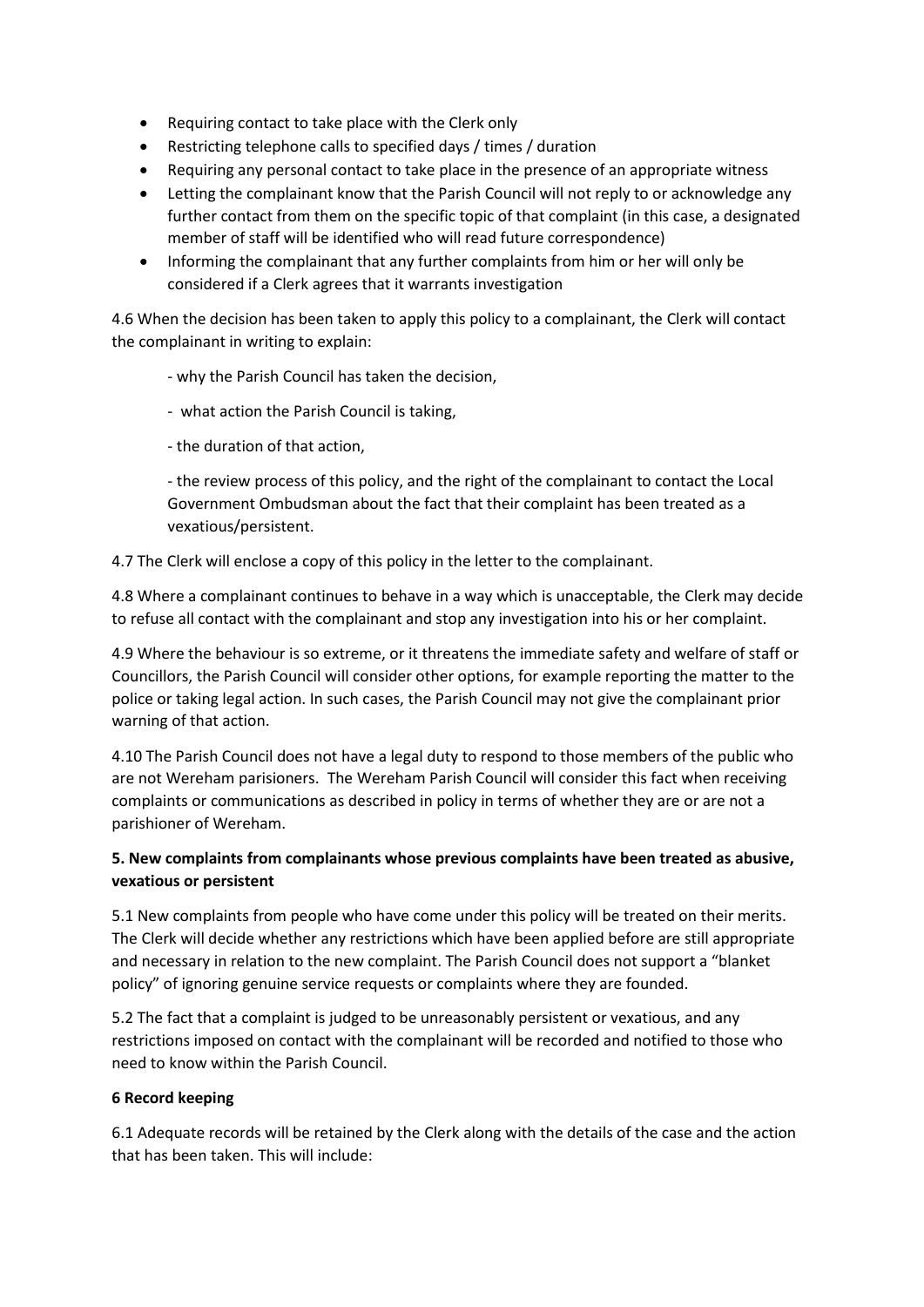- Requiring contact to take place with the Clerk only
- Restricting telephone calls to specified days / times / duration
- Requiring any personal contact to take place in the presence of an appropriate witness
- Letting the complainant know that the Parish Council will not reply to or acknowledge any further contact from them on the specific topic of that complaint (in this case, a designated member of staff will be identified who will read future correspondence)
- Informing the complainant that any further complaints from him or her will only be considered if a Clerk agrees that it warrants investigation

4.6 When the decision has been taken to apply this policy to a complainant, the Clerk will contact the complainant in writing to explain:

- why the Parish Council has taken the decision,
- what action the Parish Council is taking,
- the duration of that action,
- the review process of this policy, and the right of the complainant to contact the Local Government Ombudsman about the fact that their complaint has been treated as a vexatious/persistent.

4.7 The Clerk will enclose a copy of this policy in the letter to the complainant.

4.8 Where a complainant continues to behave in a way which is unacceptable, the Clerk may decide to refuse all contact with the complainant and stop any investigation into his or her complaint.

4.9 Where the behaviour is so extreme, or it threatens the immediate safety and welfare of staff or Councillors, the Parish Council will consider other options, for example reporting the matter to the police or taking legal action. In such cases, the Parish Council may not give the complainant prior warning of that action.

4.10 The Parish Council does not have a legal duty to respond to those members of the public who are not Wereham parisioners. The Wereham Parish Council will consider this fact when receiving complaints or communications as described in policy in terms of whether they are or are not a parishioner of Wereham.

**5. New complaints from complainants whose previous complaints have been treated as abusive, vexatious or persistent**

5.1 New complaints from people who have come under this policy will be treated on their merits. The Clerk will decide whether any restrictions which have been applied before are still appropriate and necessary in relation to the new complaint. The Parish Council does not support a "blanket policy" of ignoring genuine service requests or complaints where they are founded.

5.2 The fact that a complaint is judged to be unreasonably persistent or vexatious, and any restrictions imposed on contact with the complainant will be recorded and notified to those who need to know within the Parish Council.

**6 Record keeping**

6.1 Adequate records will be retained by the Clerk along with the details of the case and the action that has been taken. This will include: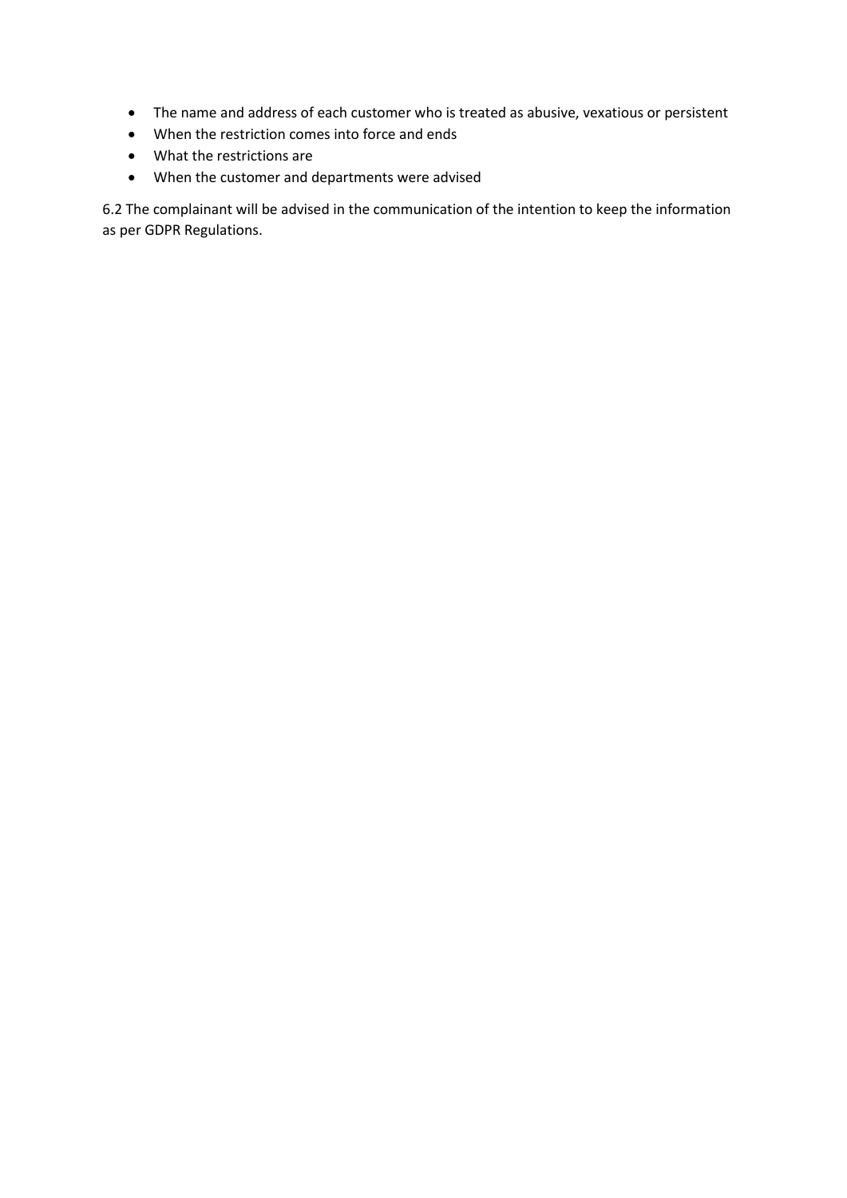- The name and address of each customer who is treated as abusive, vexatious or persistent
- When the restriction comes into force and ends
- What the restrictions are
- When the customer and departments were advised

6.2 The complainant will be advised in the communication of the intention to keep the information as per GDPR Regulations.